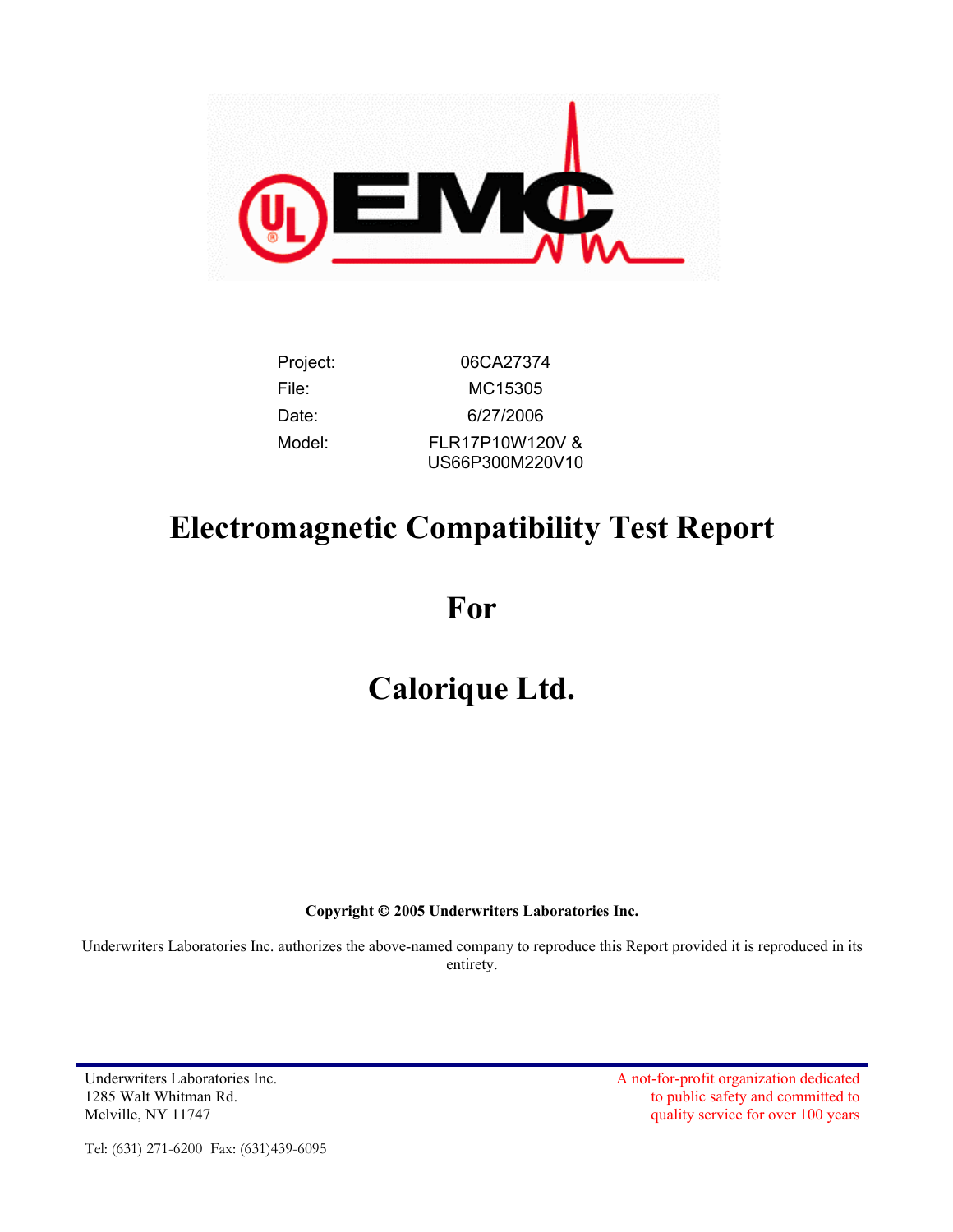| Project: | 06CA27374 |
| --- | --- |
| File: | MC15305 |
| Date: | 6/27/2006 |
| Model: | FLR17P10W120V & US66P300M220V10 |

# Electromagnetic Compatibility Test Report

# For

# Calorique Ltd.

**Copyright © 2005 Underwriters Laboratories Inc.**

Underwriters Laboratories Inc. authorizes the above-named company to reproduce this Report provided it is reproduced in its entirety.

Underwriters Laboratories Inc.
1285 Walt Whitman Rd.
Melville, NY 11747

Tel: (631) 271-6200 Fax: (631)439-6095

A not-for-profit organization dedicated to public safety and committed to quality service for over 100 years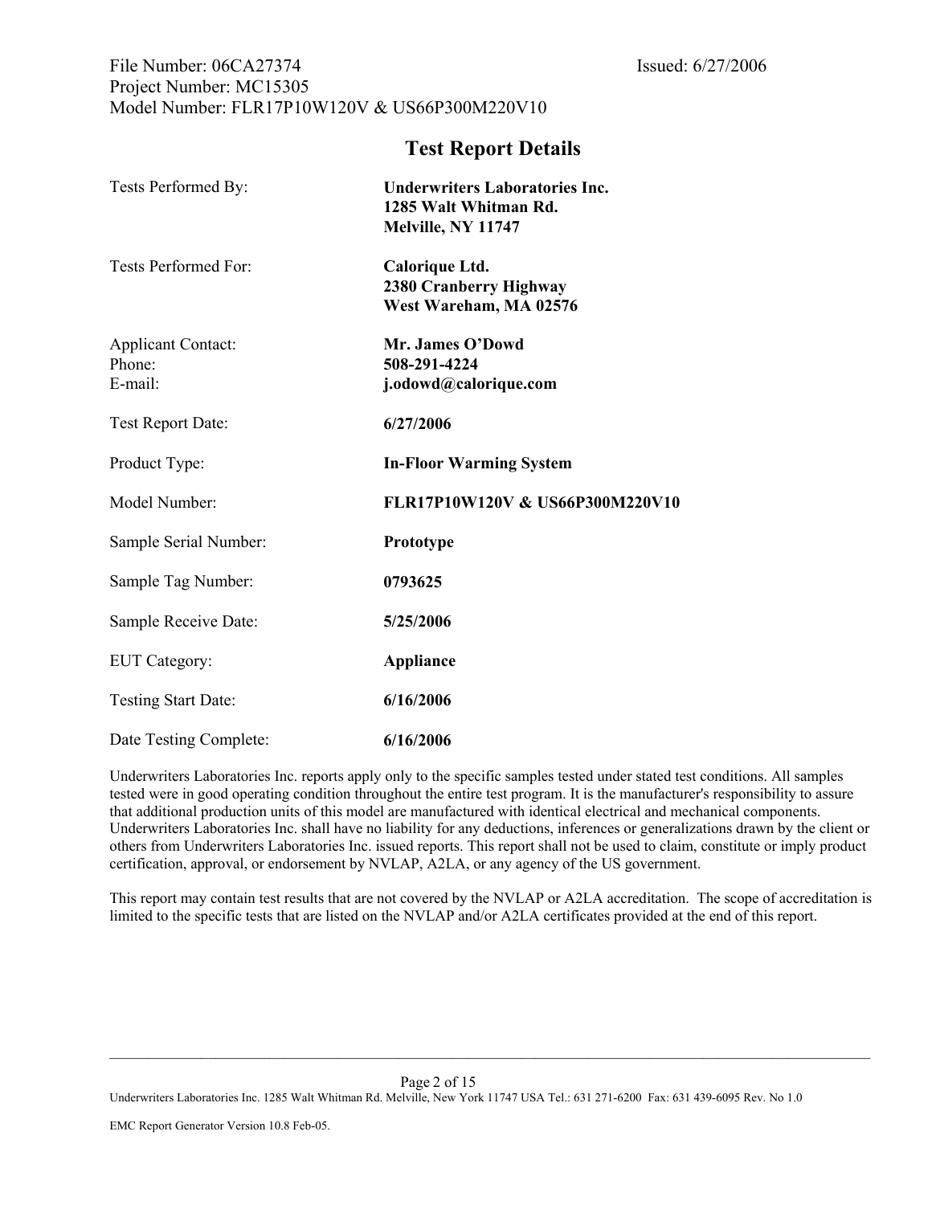## Test Report Details

| | |
|---|---|
| Tests Performed By: | **Underwriters Laboratories Inc.**<br>**1285 Walt Whitman Rd.**<br>**Melville, NY 11747** |
| Tests Performed For: | **Calorique Ltd.**<br>**2380 Cranberry Highway**<br>**West Wareham, MA 02576** |
| Applicant Contact:<br>Phone:<br>E-mail: | **Mr. James O'Dowd**<br>**508-291-4224**<br>**j.odowd@calorique.com** |
| Test Report Date: | **6/27/2006** |
| Product Type: | **In-Floor Warming System** |
| Model Number: | **FLR17P10W120V & US66P300M220V10** |
| Sample Serial Number: | **Prototype** |
| Sample Tag Number: | **0793625** |
| Sample Receive Date: | **5/25/2006** |
| EUT Category: | **Appliance** |
| Testing Start Date: | **6/16/2006** |
| Date Testing Complete: | **6/16/2006** |

Underwriters Laboratories Inc. reports apply only to the specific samples tested under stated test conditions. All samples tested were in good operating condition throughout the entire test program. It is the manufacturer's responsibility to assure that additional production units of this model are manufactured with identical electrical and mechanical components. Underwriters Laboratories Inc. shall have no liability for any deductions, inferences or generalizations drawn by the client or others from Underwriters Laboratories Inc. issued reports. This report shall not be used to claim, constitute or imply product certification, approval, or endorsement by NVLAP, A2LA, or any agency of the US government.

This report may contain test results that are not covered by the NVLAP or A2LA accreditation. The scope of accreditation is limited to the specific tests that are listed on the NVLAP and/or A2LA certificates provided at the end of this report.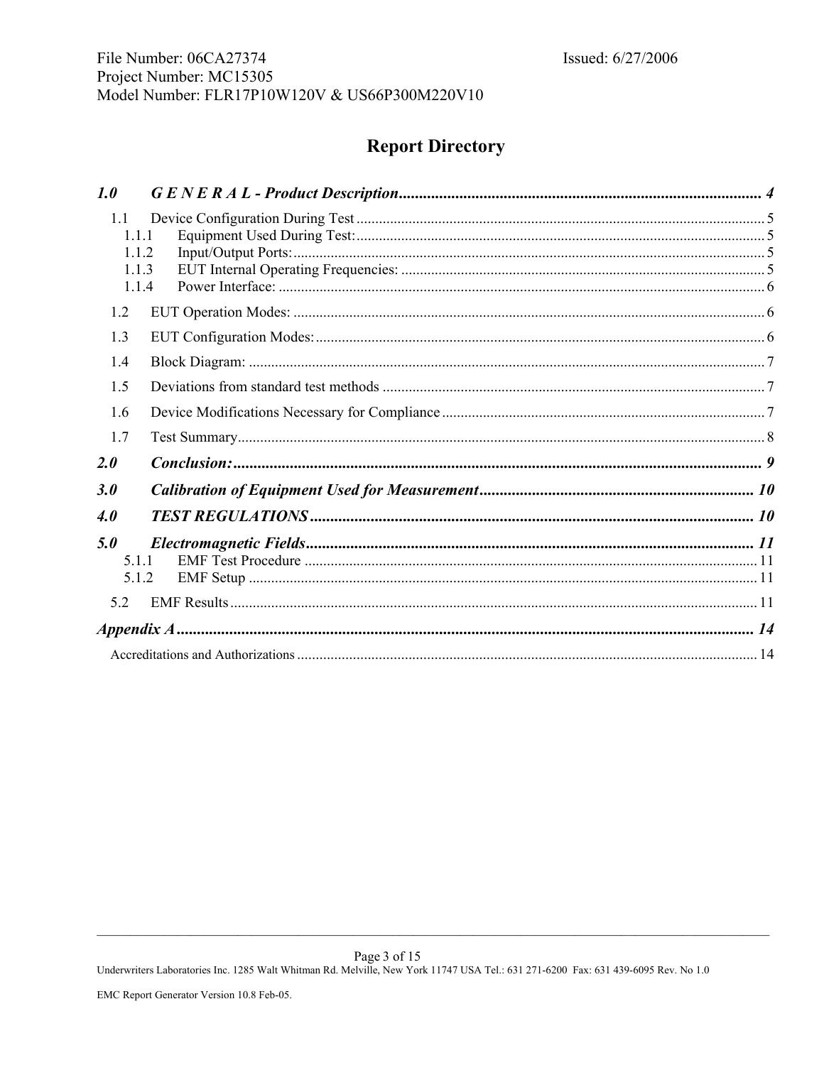# Report Directory

| | | |
|---|---|---|
| ***1.0*** | ***G E N E R A L - Product Description*** | ***4*** |
| 1.1 | Device Configuration During Test | 5 |
| 1.1.1 | Equipment Used During Test: | 5 |
| 1.1.2 | Input/Output Ports: | 5 |
| 1.1.3 | EUT Internal Operating Frequencies: | 5 |
| 1.1.4 | Power Interface: | 6 |
| 1.2 | EUT Operation Modes: | 6 |
| 1.3 | EUT Configuration Modes: | 6 |
| 1.4 | Block Diagram: | 7 |
| 1.5 | Deviations from standard test methods | 7 |
| 1.6 | Device Modifications Necessary for Compliance | 7 |
| 1.7 | Test Summary | 8 |
| ***2.0*** | ***Conclusion:*** | ***9*** |
| ***3.0*** | ***Calibration of Equipment Used for Measurement*** | ***10*** |
| ***4.0*** | ***TEST REGULATIONS*** | ***10*** |
| ***5.0*** | ***Electromagnetic Fields*** | ***11*** |
| 5.1.1 | EMF Test Procedure | 11 |
| 5.1.2 | EMF Setup | 11 |
| 5.2 | EMF Results | 11 |
| ***Appendix A*** | | ***14*** |
| Accreditations and Authorizations | | 14 |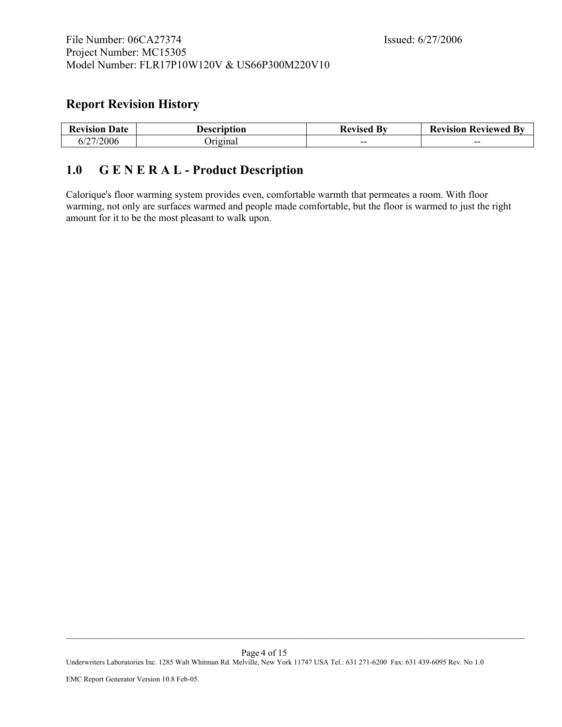## Report Revision History

| Revision Date | Description | Revised By | Revision Reviewed By |
|---|---|---|---|
| 6/27/2006 | Original | -- | -- |

## 1.0 G E N E R A L - Product Description

Calorique's floor warming system provides even, comfortable warmth that permeates a room. With floor warming, not only are surfaces warmed and people made comfortable, but the floor is warmed to just the right amount for it to be the most pleasant to walk upon.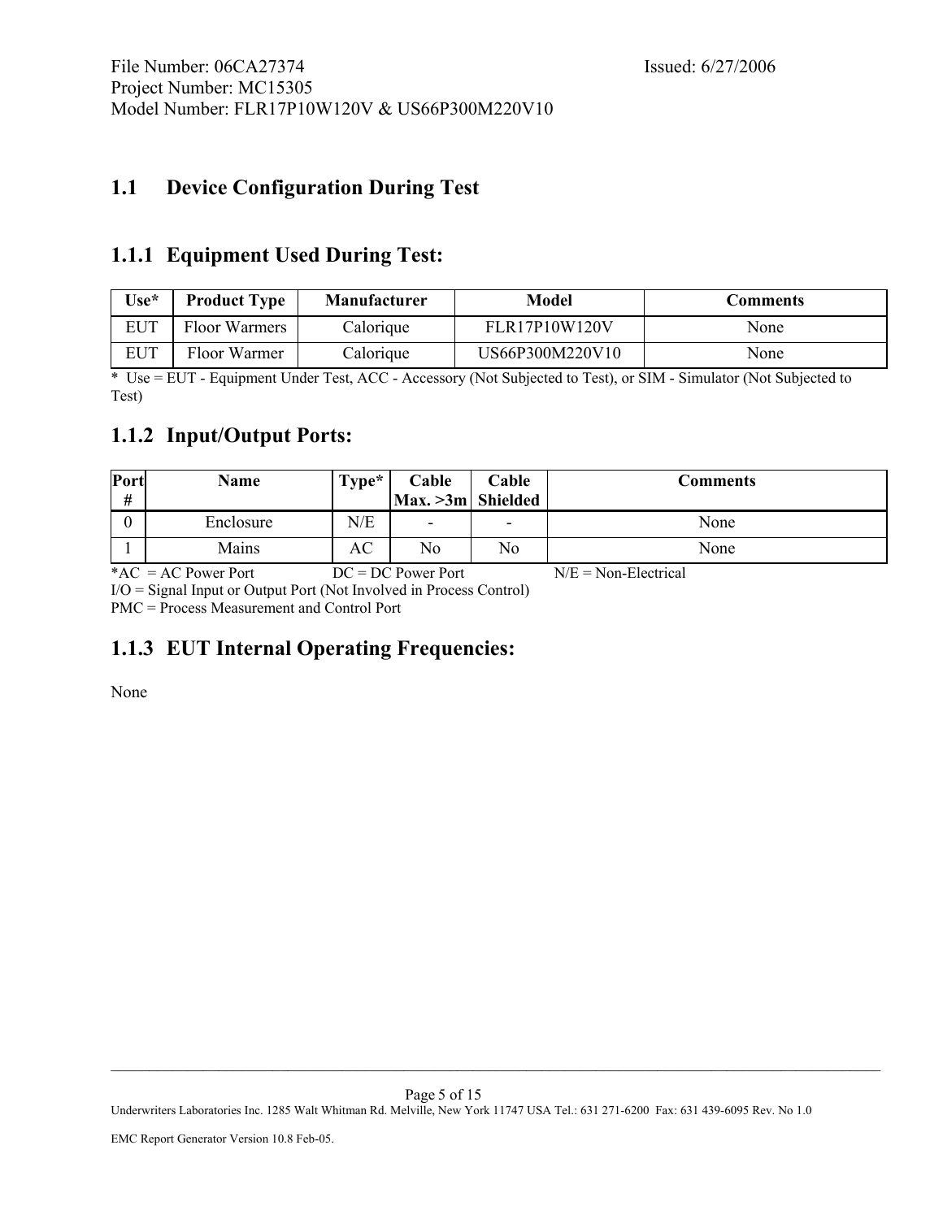## 1.1 Device Configuration During Test

### 1.1.1 Equipment Used During Test:

| Use* | Product Type | Manufacturer | Model | Comments |
|---|---|---|---|---|
| EUT | Floor Warmers | Calorique | FLR17P10W120V | None |
| EUT | Floor Warmer | Calorique | US66P300M220V10 | None |

* Use = EUT - Equipment Under Test, ACC - Accessory (Not Subjected to Test), or SIM - Simulator (Not Subjected to Test)

### 1.1.2 Input/Output Ports:

| Port # | Name | Type* | Cable Max. >3m | Cable Shielded | Comments |
|---|---|---|---|---|---|
| 0 | Enclosure | N/E | - | - | None |
| 1 | Mains | AC | No | No | None |

*AC = AC Power Port DC = DC Power Port N/E = Non-Electrical
I/O = Signal Input or Output Port (Not Involved in Process Control)
PMC = Process Measurement and Control Port

### 1.1.3 EUT Internal Operating Frequencies:

None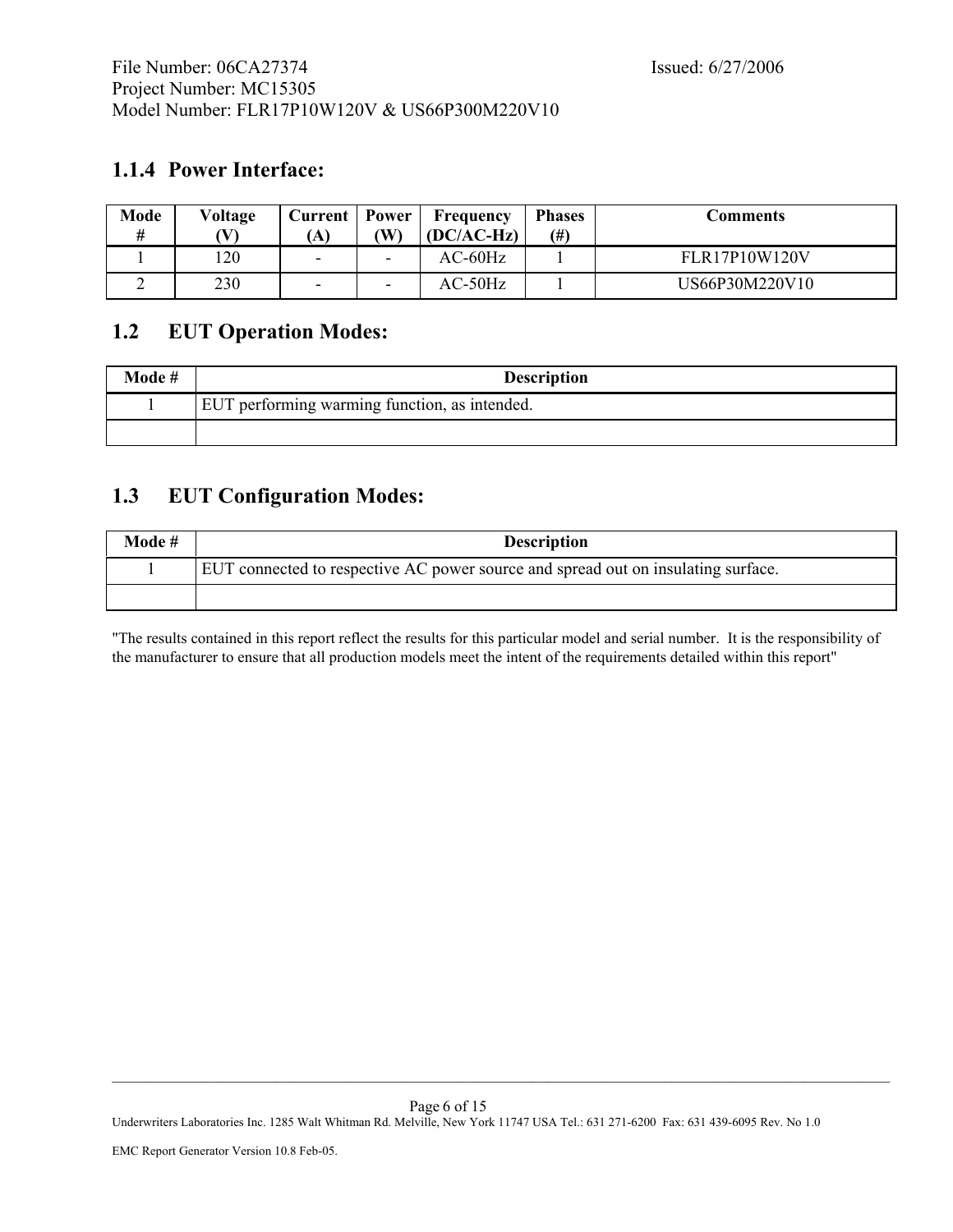### 1.1.4 Power Interface:

| Mode # | Voltage (V) | Current (A) | Power (W) | Frequency (DC/AC-Hz) | Phases (#) | Comments |
|---|---|---|---|---|---|---|
| 1 | 120 | - | - | AC-60Hz | 1 | FLR17P10W120V |
| 2 | 230 | - | - | AC-50Hz | 1 | US66P30M220V10 |

## 1.2 EUT Operation Modes:

| Mode # | Description |
|---|---|
| 1 | EUT performing warming function, as intended. |
| | |

## 1.3 EUT Configuration Modes:

| Mode # | Description |
|---|---|
| 1 | EUT connected to respective AC power source and spread out on insulating surface. |
| | |

"The results contained in this report reflect the results for this particular model and serial number. It is the responsibility of the manufacturer to ensure that all production models meet the intent of the requirements detailed within this report"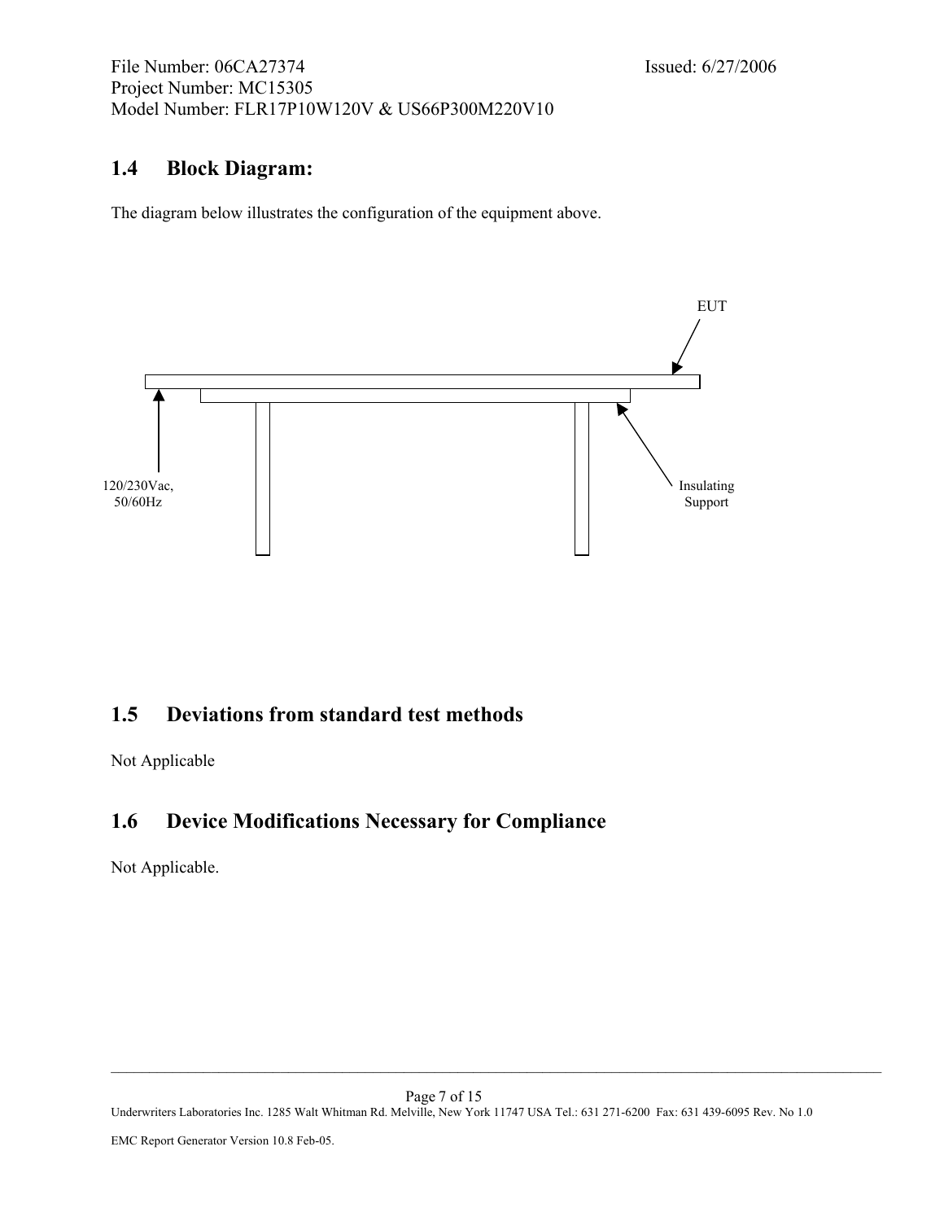## 1.4 Block Diagram:

The diagram below illustrates the configuration of the equipment above.

EUT

120/230Vac, 50/60Hz

Insulating Support

## 1.5 Deviations from standard test methods

Not Applicable

## 1.6 Device Modifications Necessary for Compliance

Not Applicable.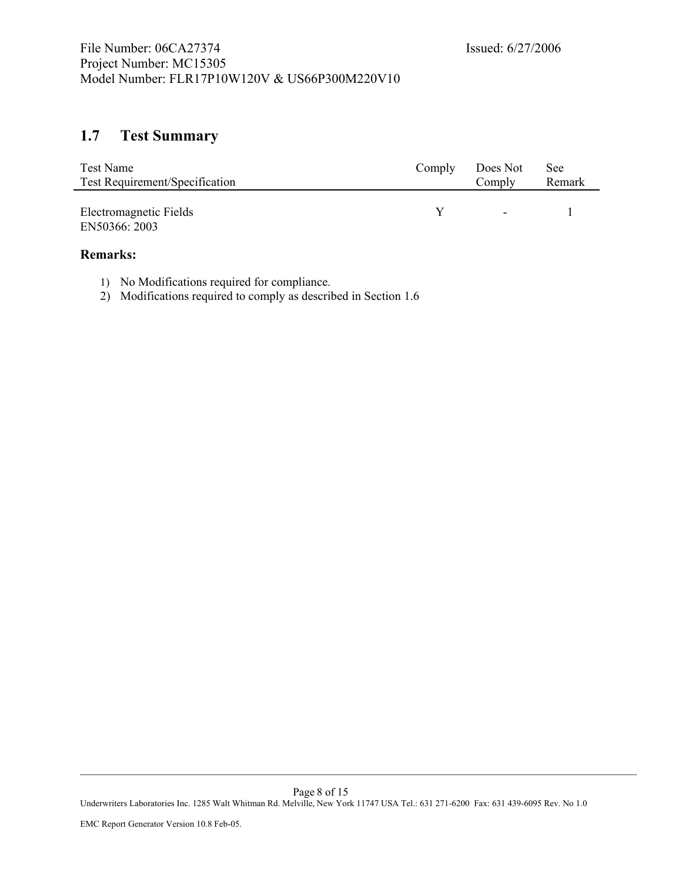## 1.7 Test Summary

| Test Name<br>Test Requirement/Specification | Comply | Does Not Comply | See Remark |
|---|---|---|---|
| Electromagnetic Fields<br>EN50366: 2003 | Y | - | 1 |

**Remarks:**

1) No Modifications required for compliance.
2) Modifications required to comply as described in Section 1.6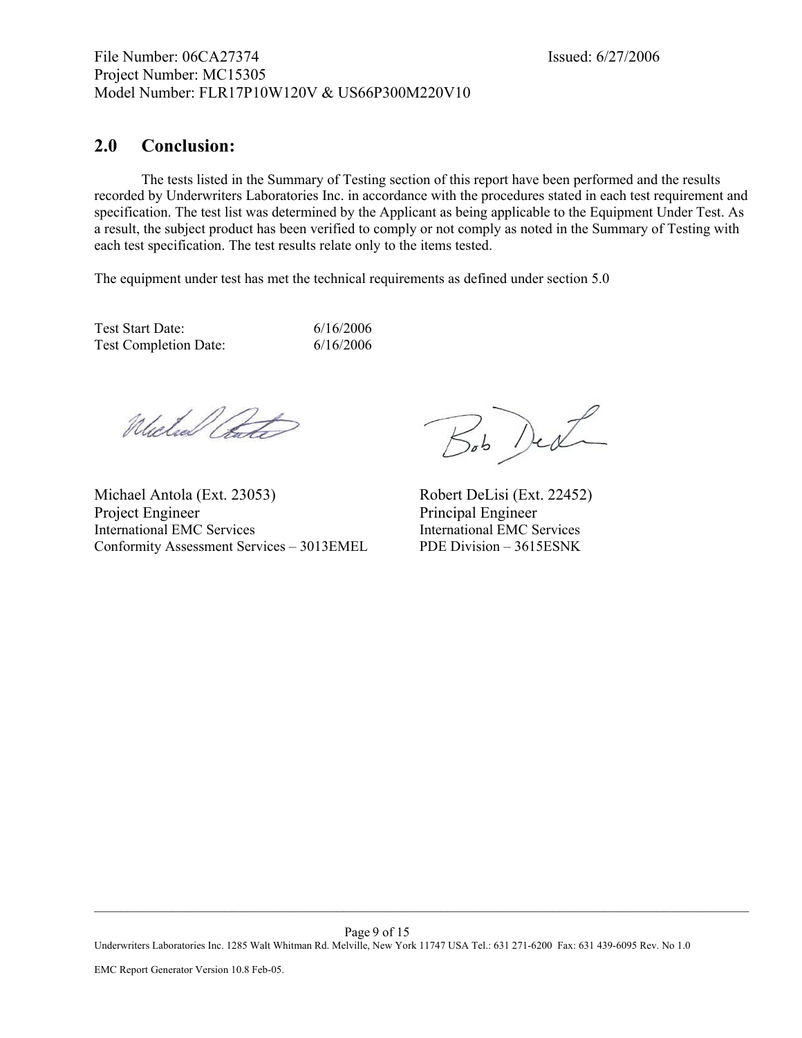## 2.0 Conclusion:

The tests listed in the Summary of Testing section of this report have been performed and the results recorded by Underwriters Laboratories Inc. in accordance with the procedures stated in each test requirement and specification. The test list was determined by the Applicant as being applicable to the Equipment Under Test. As a result, the subject product has been verified to comply or not comply as noted in the Summary of Testing with each test specification. The test results relate only to the items tested.

The equipment under test has met the technical requirements as defined under section 5.0

| | |
|---|---|
| Test Start Date: | 6/16/2006 |
| Test Completion Date: | 6/16/2006 |

Michael Antola (Ext. 23053)
Project Engineer
International EMC Services
Conformity Assessment Services – 3013EMEL

Robert DeLisi (Ext. 22452)
Principal Engineer
International EMC Services
PDE Division – 3615ESNK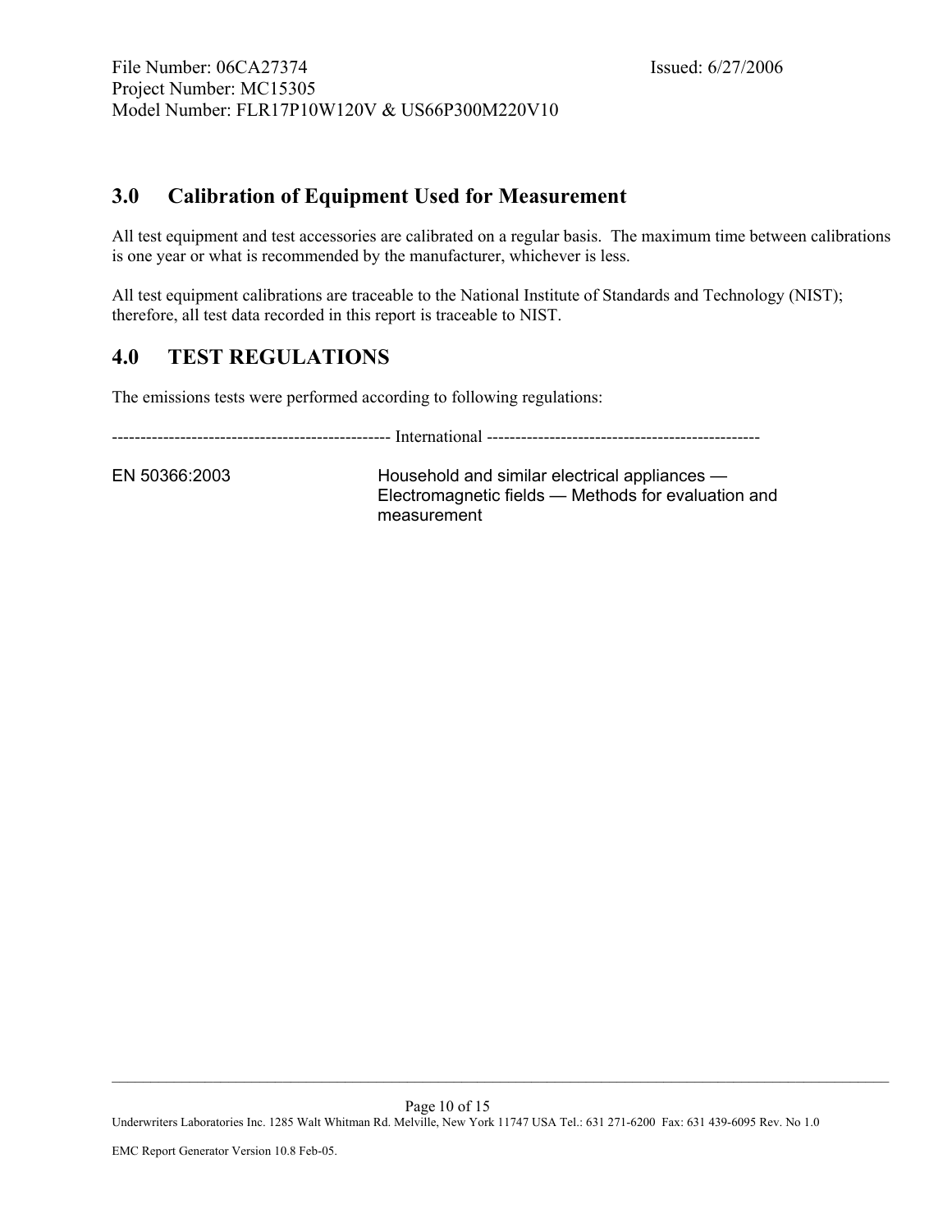## 3.0 Calibration of Equipment Used for Measurement

All test equipment and test accessories are calibrated on a regular basis. The maximum time between calibrations is one year or what is recommended by the manufacturer, whichever is less.

All test equipment calibrations are traceable to the National Institute of Standards and Technology (NIST); therefore, all test data recorded in this report is traceable to NIST.

## 4.0 TEST REGULATIONS

The emissions tests were performed according to following regulations:

------------------------------------------------- International -------------------------------------------------

| | |
|---|---|
| EN 50366:2003 | Household and similar electrical appliances — Electromagnetic fields — Methods for evaluation and measurement |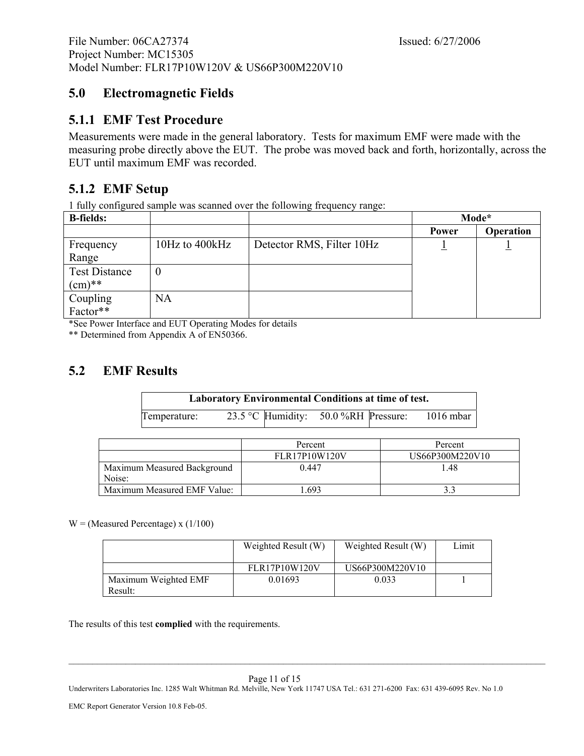## 5.0 Electromagnetic Fields

### 5.1.1 EMF Test Procedure

Measurements were made in the general laboratory. Tests for maximum EMF were made with the measuring probe directly above the EUT. The probe was moved back and forth, horizontally, across the EUT until maximum EMF was recorded.

### 5.1.2 EMF Setup

1 fully configured sample was scanned over the following frequency range:

| B-fields: | | | Mode* | |
|---|---|---|---|---|
| | | | Power | Operation |
| Frequency Range | 10Hz to 400kHz | Detector RMS, Filter 10Hz | 1 | 1 |
| Test Distance (cm)** | 0 | | | |
| Coupling Factor** | NA | | | |

*See Power Interface and EUT Operating Modes for details

** Determined from Appendix A of EN50366.

## 5.2 EMF Results

| Laboratory Environmental Conditions at time of test. | | | | | |
|---|---|---|---|---|---|
| Temperature: | 23.5 °C | Humidity: | 50.0 %RH | Pressure: | 1016 mbar |

| | Percent | Percent |
|---|---|---|
| | FLR17P10W120V | US66P300M220V10 |
| Maximum Measured Background Noise: | 0.447 | 1.48 |
| Maximum Measured EMF Value: | 1.693 | 3.3 |

W = (Measured Percentage) x (1/100)

| | Weighted Result (W) | Weighted Result (W) | Limit |
|---|---|---|---|
| | FLR17P10W120V | US66P300M220V10 | |
| Maximum Weighted EMF Result: | 0.01693 | 0.033 | 1 |

The results of this test **complied** with the requirements.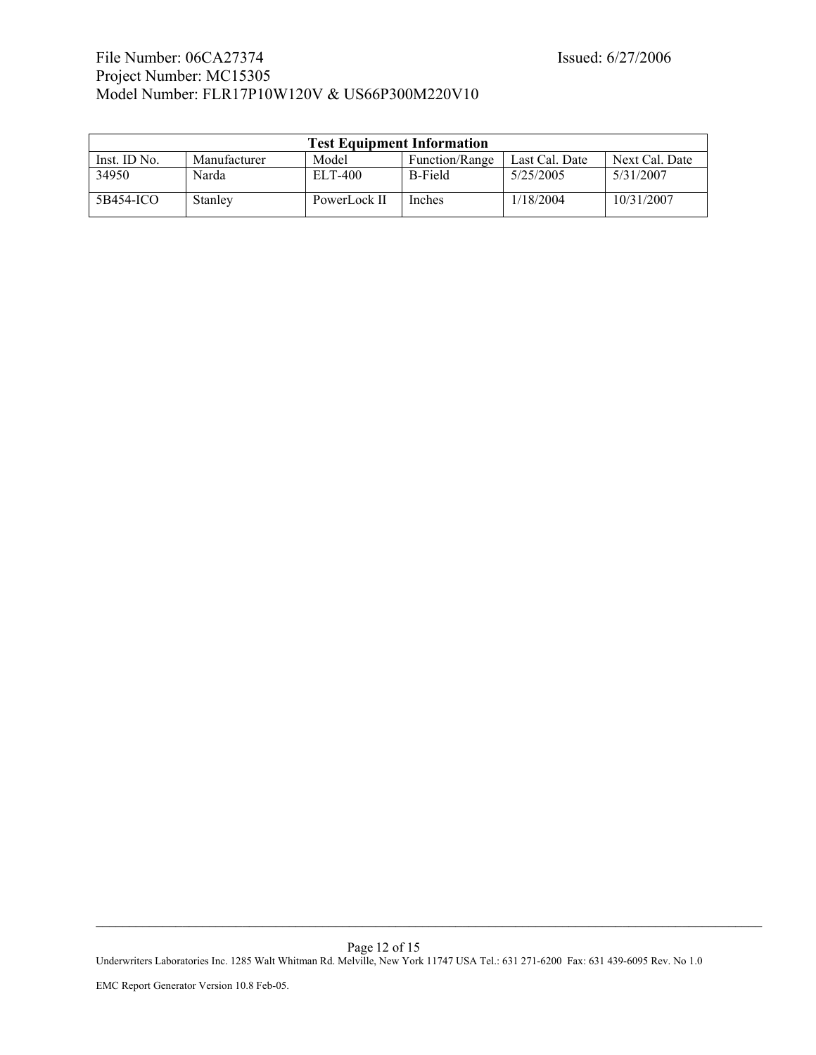| Test Equipment Information | | | | | |
|---|---|---|---|---|---|
| Inst. ID No. | Manufacturer | Model | Function/Range | Last Cal. Date | Next Cal. Date |
| 34950 | Narda | ELT-400 | B-Field | 5/25/2005 | 5/31/2007 |
| 5B454-ICO | Stanley | PowerLock II | Inches | 1/18/2004 | 10/31/2007 |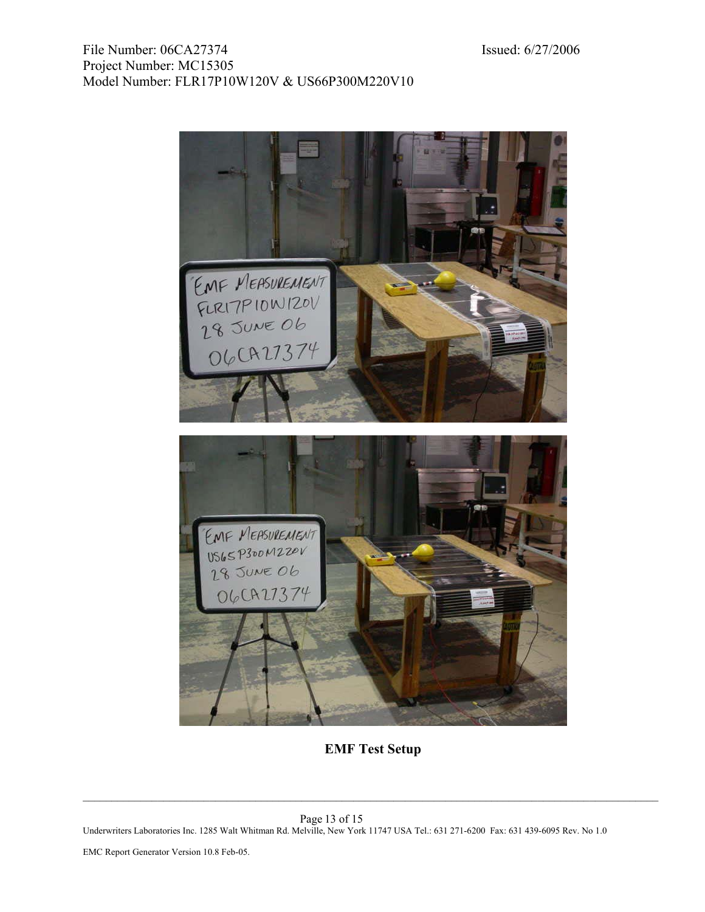**EMF Test Setup**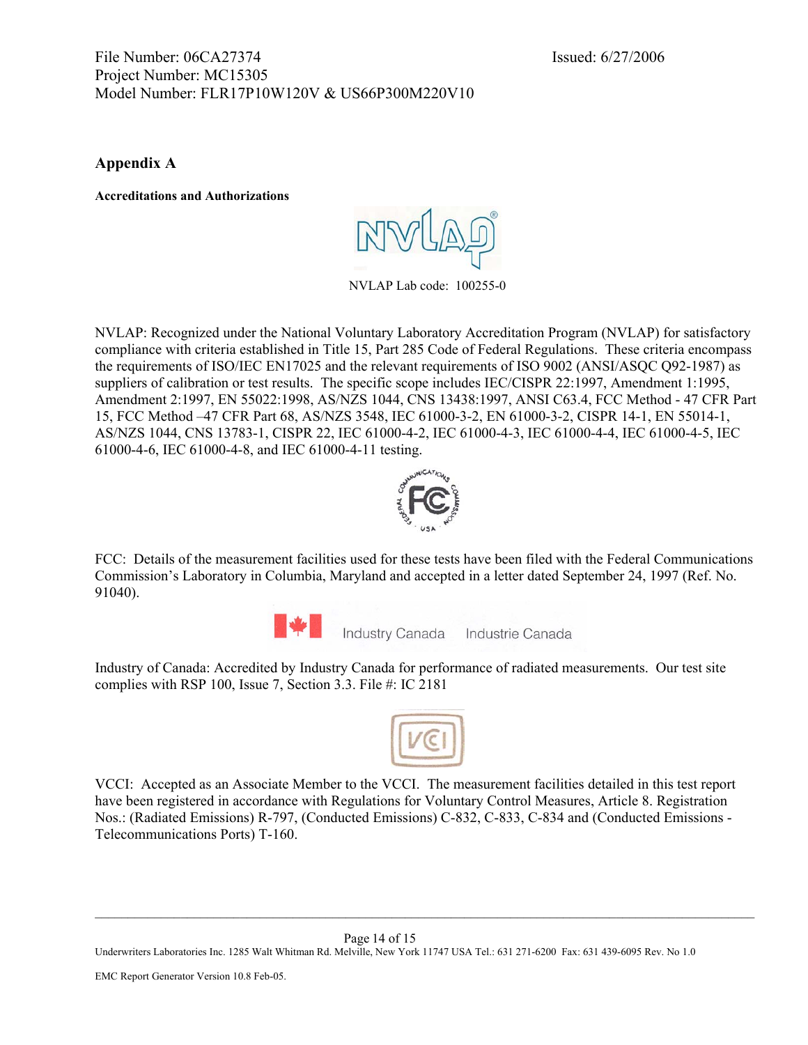## Appendix A

**Accreditations and Authorizations**

NVLAP Lab code: 100255-0

NVLAP: Recognized under the National Voluntary Laboratory Accreditation Program (NVLAP) for satisfactory compliance with criteria established in Title 15, Part 285 Code of Federal Regulations. These criteria encompass the requirements of ISO/IEC EN17025 and the relevant requirements of ISO 9002 (ANSI/ASQC Q92-1987) as suppliers of calibration or test results. The specific scope includes IEC/CISPR 22:1997, Amendment 1:1995, Amendment 2:1997, EN 55022:1998, AS/NZS 1044, CNS 13438:1997, ANSI C63.4, FCC Method - 47 CFR Part 15, FCC Method –47 CFR Part 68, AS/NZS 3548, IEC 61000-3-2, EN 61000-3-2, CISPR 14-1, EN 55014-1, AS/NZS 1044, CNS 13783-1, CISPR 22, IEC 61000-4-2, IEC 61000-4-3, IEC 61000-4-4, IEC 61000-4-5, IEC 61000-4-6, IEC 61000-4-8, and IEC 61000-4-11 testing.

FCC: Details of the measurement facilities used for these tests have been filed with the Federal Communications Commission's Laboratory in Columbia, Maryland and accepted in a letter dated September 24, 1997 (Ref. No. 91040).

Industry Canada Industrie Canada

Industry of Canada: Accredited by Industry Canada for performance of radiated measurements. Our test site complies with RSP 100, Issue 7, Section 3.3. File #: IC 2181

VCCI: Accepted as an Associate Member to the VCCI. The measurement facilities detailed in this test report have been registered in accordance with Regulations for Voluntary Control Measures, Article 8. Registration Nos.: (Radiated Emissions) R-797, (Conducted Emissions) C-832, C-833, C-834 and (Conducted Emissions - Telecommunications Ports) T-160.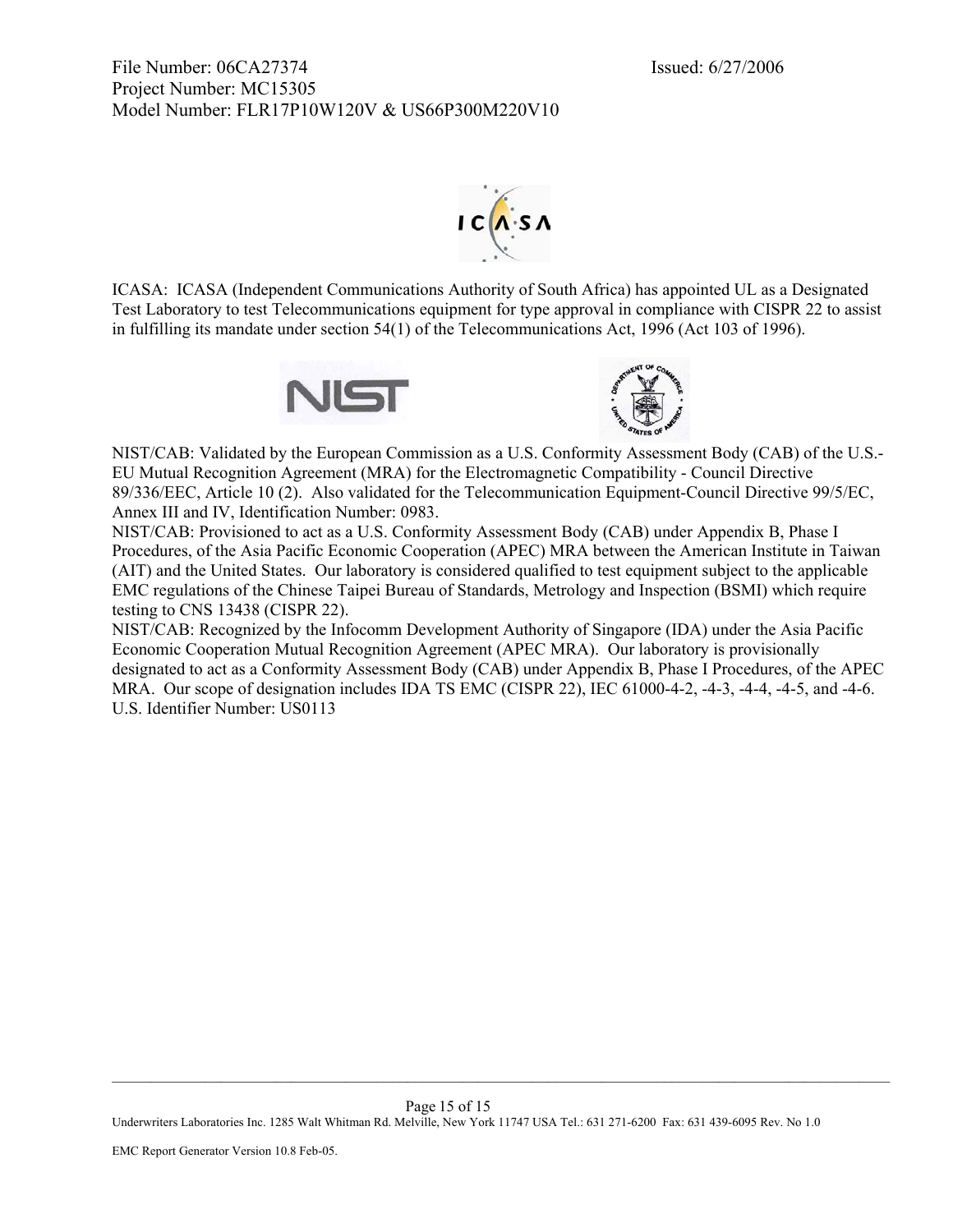ICASA: ICASA (Independent Communications Authority of South Africa) has appointed UL as a Designated Test Laboratory to test Telecommunications equipment for type approval in compliance with CISPR 22 to assist in fulfilling its mandate under section 54(1) of the Telecommunications Act, 1996 (Act 103 of 1996).

NIST/CAB: Validated by the European Commission as a U.S. Conformity Assessment Body (CAB) of the U.S.-EU Mutual Recognition Agreement (MRA) for the Electromagnetic Compatibility - Council Directive 89/336/EEC, Article 10 (2). Also validated for the Telecommunication Equipment-Council Directive 99/5/EC, Annex III and IV, Identification Number: 0983.

NIST/CAB: Provisioned to act as a U.S. Conformity Assessment Body (CAB) under Appendix B, Phase I Procedures, of the Asia Pacific Economic Cooperation (APEC) MRA between the American Institute in Taiwan (AIT) and the United States. Our laboratory is considered qualified to test equipment subject to the applicable EMC regulations of the Chinese Taipei Bureau of Standards, Metrology and Inspection (BSMI) which require testing to CNS 13438 (CISPR 22).

NIST/CAB: Recognized by the Infocomm Development Authority of Singapore (IDA) under the Asia Pacific Economic Cooperation Mutual Recognition Agreement (APEC MRA). Our laboratory is provisionally designated to act as a Conformity Assessment Body (CAB) under Appendix B, Phase I Procedures, of the APEC MRA. Our scope of designation includes IDA TS EMC (CISPR 22), IEC 61000-4-2, -4-3, -4-4, -4-5, and -4-6. U.S. Identifier Number: US0113